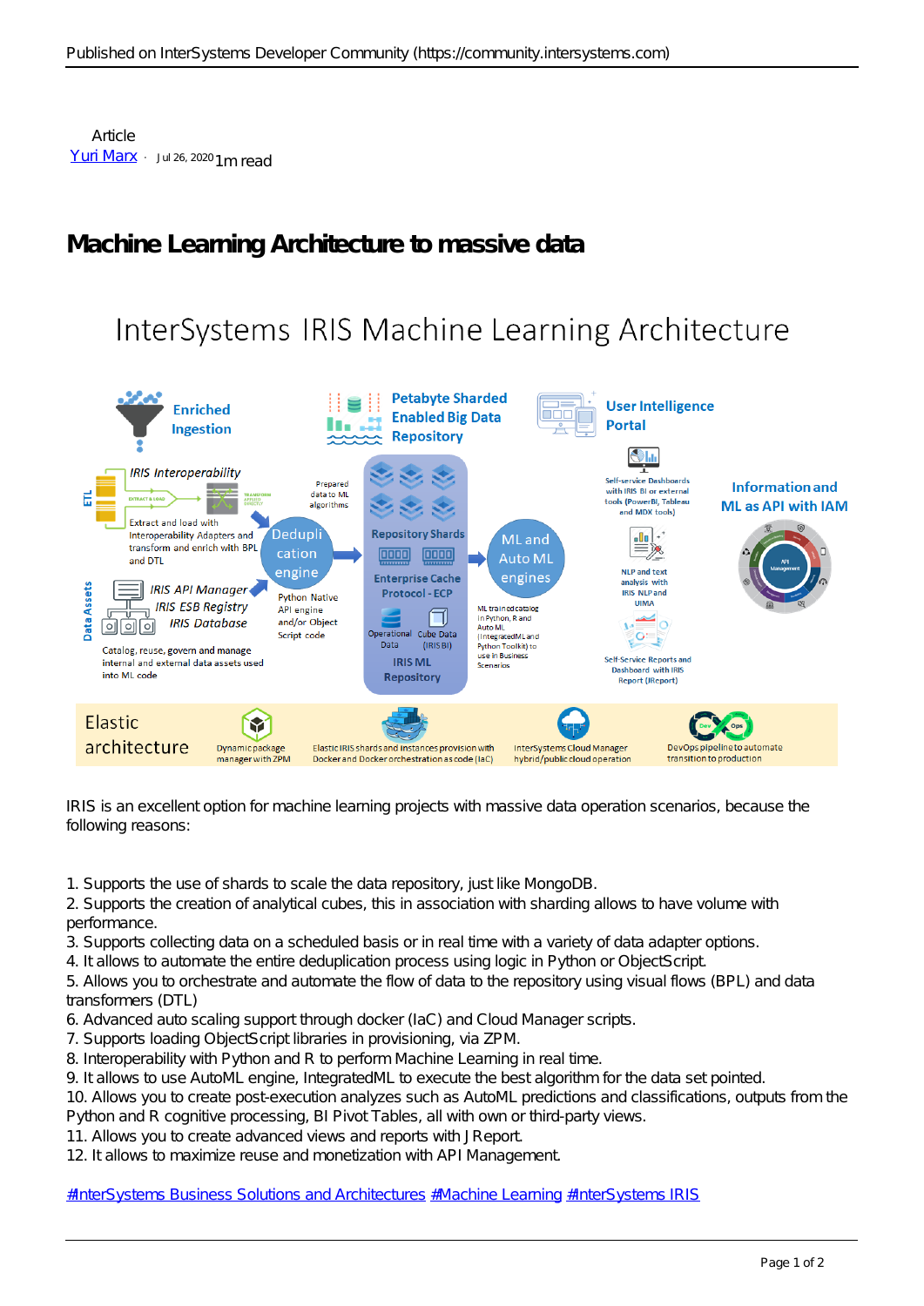Article

[Yuri Marx](#) · Jul 26, 2020 1m read

# Machine Learning Architecture to massive data

IRIS is an excellent option for machine learning projects with massive data operation scenarios, because the following reasons:

1. Supports the use of shards to scale the data repository, just like MongoDB.
2. Supports the creation of analytical cubes, this in association with sharding allows to have volume with performance.
3. Supports collecting data on a scheduled basis or in real time with a variety of data adapter options.
4. It allows to automate the entire deduplication process using logic in Python or ObjectScript.
5. Allows you to orchestrate and automate the flow of data to the repository using visual flows (BPL) and data transformers (DTL)
6. Advanced auto scaling support through docker (IaC) and Cloud Manager scripts.
7. Supports loading ObjectScript libraries in provisioning, via ZPM.
8. Interoperability with Python and R to perform Machine Learning in real time.
9. It allows to use AutoML engine, IntegratedML to execute the best algorithm for the data set pointed.
10. Allows you to create post-execution analyzes such as AutoML predictions and classifications, outputs from the Python and R cognitive processing, BI Pivot Tables, all with own or third-party views.
11. Allows you to create advanced views and reports with JReport.
12. It allows to maximize reuse and monetization with API Management.

[#InterSystems Business Solutions and Architectures](#) [#Machine Learning](#) [#InterSystems IRIS](#)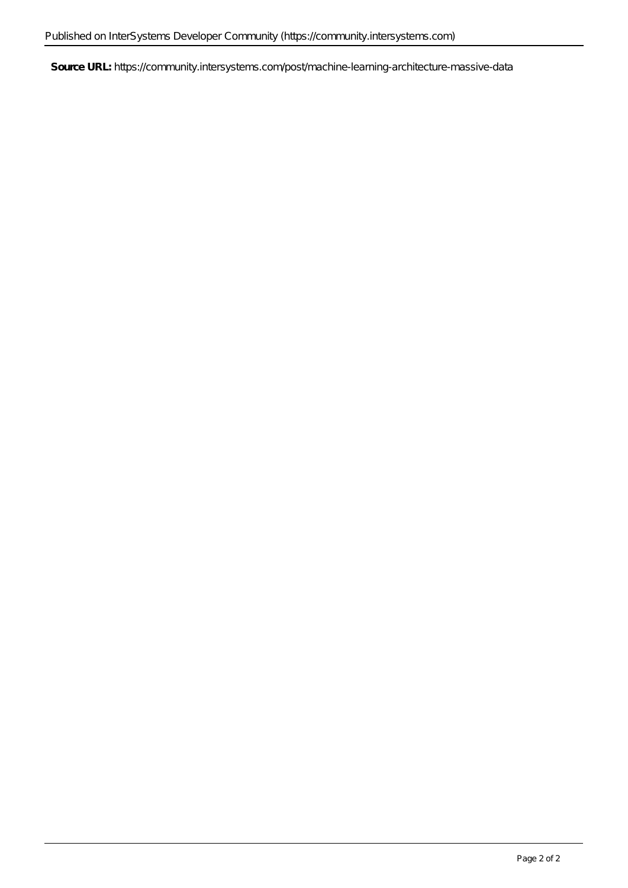**Source URL:** https://community.intersystems.com/post/machine-learning-architecture-massive-data